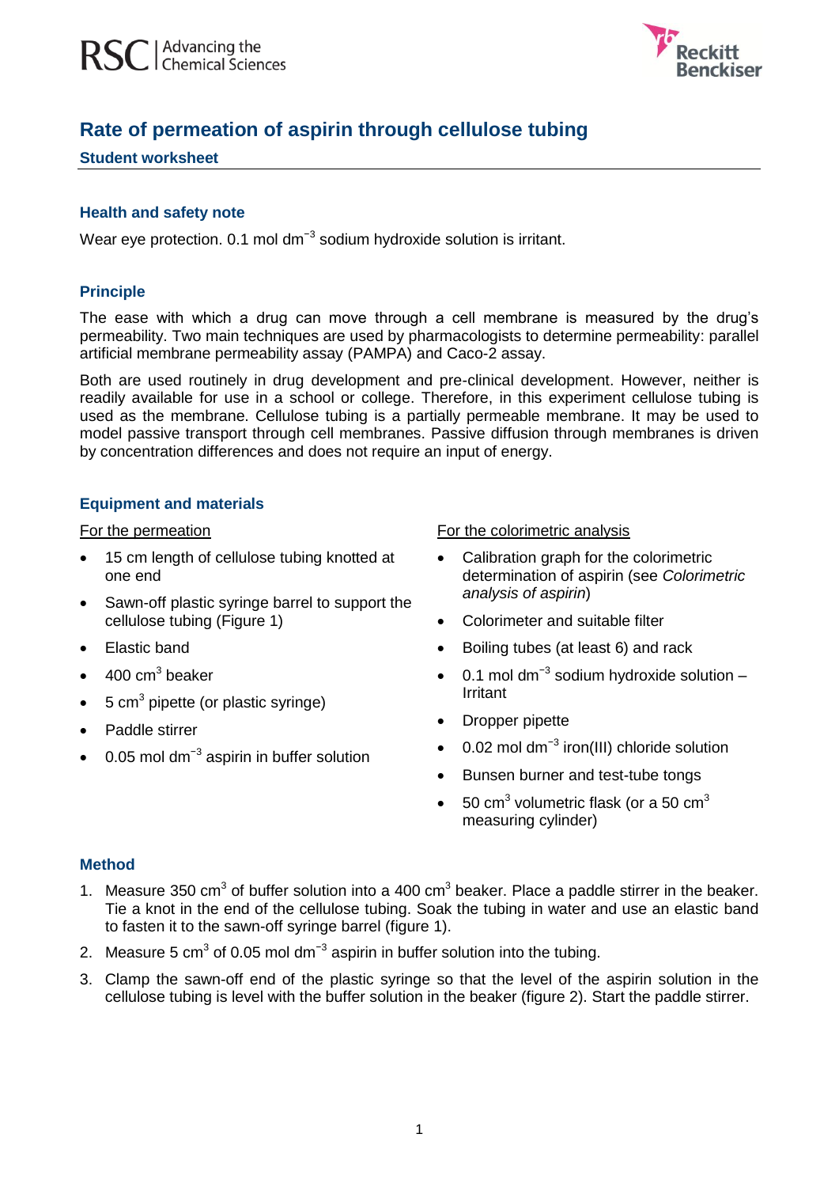# Rate of permeation of aspirin through cellulose tubing

**Student worksheet**

## Health and safety note

Wear eye protection. 0.1 mol dm$^{-3}$ sodium hydroxide solution is irritant.

## Principle

The ease with which a drug can move through a cell membrane is measured by the drug's permeability. Two main techniques are used by pharmacologists to determine permeability: parallel artificial membrane permeability assay (PAMPA) and Caco-2 assay.

Both are used routinely in drug development and pre-clinical development. However, neither is readily available for use in a school or college. Therefore, in this experiment cellulose tubing is used as the membrane. Cellulose tubing is a partially permeable membrane. It may be used to model passive transport through cell membranes. Passive diffusion through membranes is driven by concentration differences and does not require an input of energy.

## Equipment and materials

For the permeation

- 15 cm length of cellulose tubing knotted at one end
- Sawn-off plastic syringe barrel to support the cellulose tubing (Figure 1)
- Elastic band
- 400 cm$^3$ beaker
- 5 cm$^3$ pipette (or plastic syringe)
- Paddle stirrer
- 0.05 mol dm$^{-3}$ aspirin in buffer solution

For the colorimetric analysis

- Calibration graph for the colorimetric determination of aspirin (see *Colorimetric analysis of aspirin*)
- Colorimeter and suitable filter
- Boiling tubes (at least 6) and rack
- 0.1 mol dm$^{-3}$ sodium hydroxide solution – Irritant
- Dropper pipette
- 0.02 mol dm$^{-3}$ iron(III) chloride solution
- Bunsen burner and test-tube tongs
- 50 cm$^3$ volumetric flask (or a 50 cm$^3$ measuring cylinder)

## Method

1. Measure 350 cm$^3$ of buffer solution into a 400 cm$^3$ beaker. Place a paddle stirrer in the beaker. Tie a knot in the end of the cellulose tubing. Soak the tubing in water and use an elastic band to fasten it to the sawn-off syringe barrel (figure 1).
2. Measure 5 cm$^3$ of 0.05 mol dm$^{-3}$ aspirin in buffer solution into the tubing.
3. Clamp the sawn-off end of the plastic syringe so that the level of the aspirin solution in the cellulose tubing is level with the buffer solution in the beaker (figure 2). Start the paddle stirrer.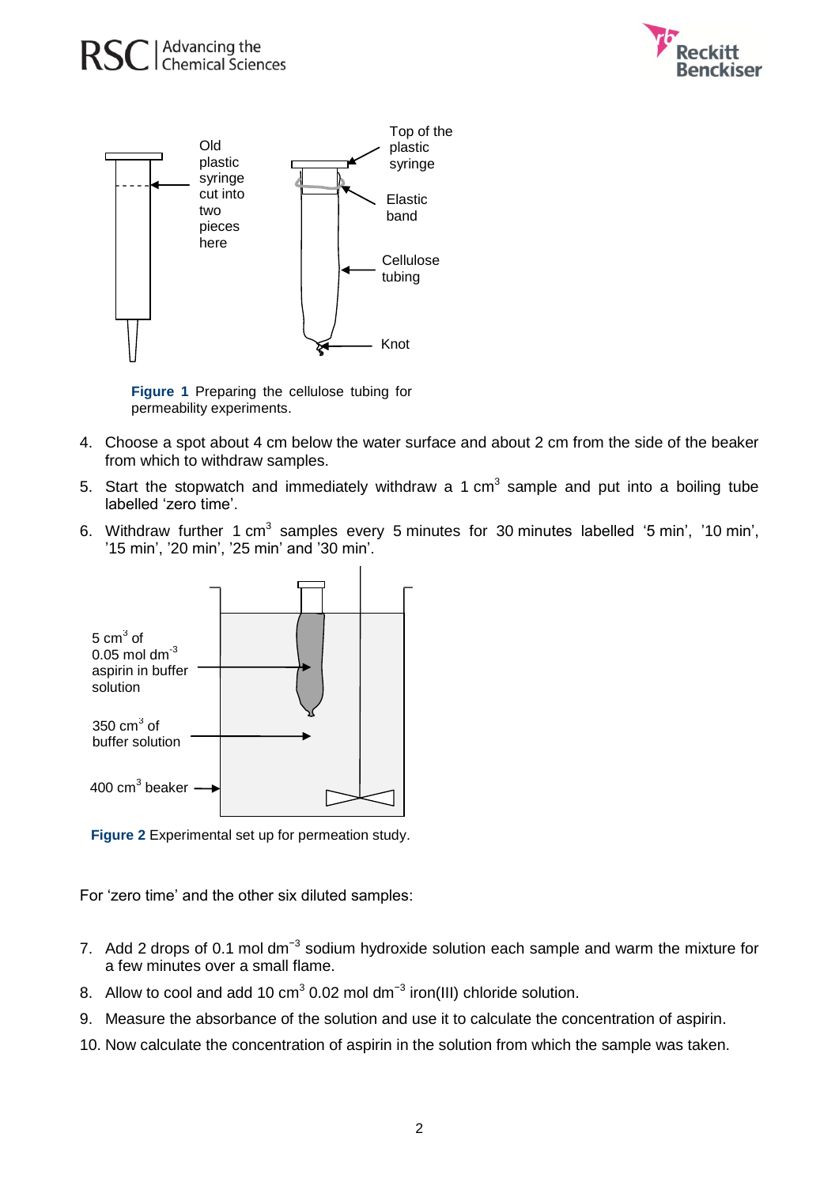Figure 1 Preparing the cellulose tubing for permeability experiments.

4. Choose a spot about 4 cm below the water surface and about 2 cm from the side of the beaker from which to withdraw samples.
5. Start the stopwatch and immediately withdraw a 1 $cm^3$ sample and put into a boiling tube labelled 'zero time'.
6. Withdraw further 1 $cm^3$ samples every 5 minutes for 30 minutes labelled '5 min', '10 min', '15 min', '20 min', '25 min' and '30 min'.

Figure 2 Experimental set up for permeation study.

For 'zero time' and the other six diluted samples:

7. Add 2 drops of 0.1 mol $dm^{-3}$ sodium hydroxide solution each sample and warm the mixture for a few minutes over a small flame.
8. Allow to cool and add 10 $cm^3$ 0.02 mol $dm^{-3}$ iron(III) chloride solution.
9. Measure the absorbance of the solution and use it to calculate the concentration of aspirin.
10. Now calculate the concentration of aspirin in the solution from which the sample was taken.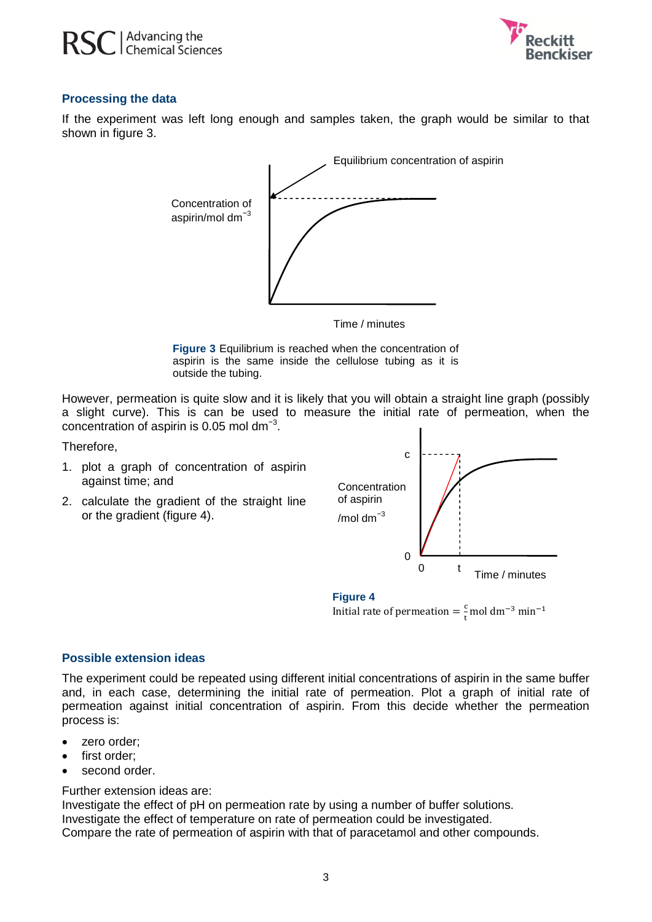## Processing the data

If the experiment was left long enough and samples taken, the graph would be similar to that shown in figure 3.

Equilibrium concentration of aspirin

Concentration of aspirin/mol dm$^{-3}$

Time / minutes

**Figure 3** Equilibrium is reached when the concentration of aspirin is the same inside the cellulose tubing as it is outside the tubing.

However, permeation is quite slow and it is likely that you will obtain a straight line graph (possibly a slight curve). This is can be used to measure the initial rate of permeation, when the concentration of aspirin is 0.05 mol dm$^{-3}$.

Therefore,

1. plot a graph of concentration of aspirin against time; and
2. calculate the gradient of the straight line or the gradient (figure 4).

c

Concentration of aspirin /mol dm$^{-3}$

0

0

t

Time / minutes

**Figure 4**

Initial rate of permeation $= \frac{c}{t}$ mol dm$^{-3}$ min$^{-1}$

## Possible extension ideas

The experiment could be repeated using different initial concentrations of aspirin in the same buffer and, in each case, determining the initial rate of permeation. Plot a graph of initial rate of permeation against initial concentration of aspirin. From this decide whether the permeation process is:

- zero order;
- first order;
- second order.

Further extension ideas are:
Investigate the effect of pH on permeation rate by using a number of buffer solutions.
Investigate the effect of temperature on rate of permeation could be investigated.
Compare the rate of permeation of aspirin with that of paracetamol and other compounds.